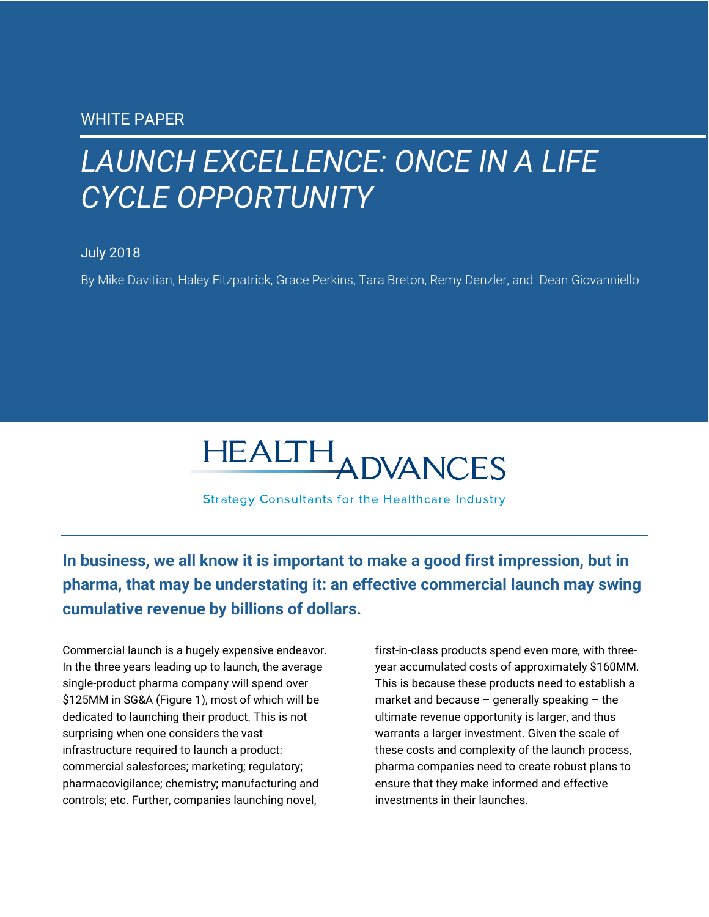WHITE PAPER

# *LAUNCH EXCELLENCE: ONCE IN A LIFE CYCLE OPPORTUNITY*

July 2018

By Mike Davitian, Haley Fitzpatrick, Grace Perkins, Tara Breton, Remy Denzler, and Dean Giovanniello

HEALTH ADVANCES

Strategy Consultants for the Healthcare Industry

**In business, we all know it is important to make a good first impression, but in pharma, that may be understating it: an effective commercial launch may swing cumulative revenue by billions of dollars.**

Commercial launch is a hugely expensive endeavor. In the three years leading up to launch, the average single-product pharma company will spend over $125MM in SG&A (Figure 1), most of which will be dedicated to launching their product. This is not surprising when one considers the vast infrastructure required to launch a product: commercial salesforces; marketing; regulatory; pharmacovigilance; chemistry; manufacturing and controls; etc. Further, companies launching novel, first-in-class products spend even more, with three-year accumulated costs of approximately $160MM. This is because these products need to establish a market and because – generally speaking – the ultimate revenue opportunity is larger, and thus warrants a larger investment. Given the scale of these costs and complexity of the launch process, pharma companies need to create robust plans to ensure that they make informed and effective investments in their launches.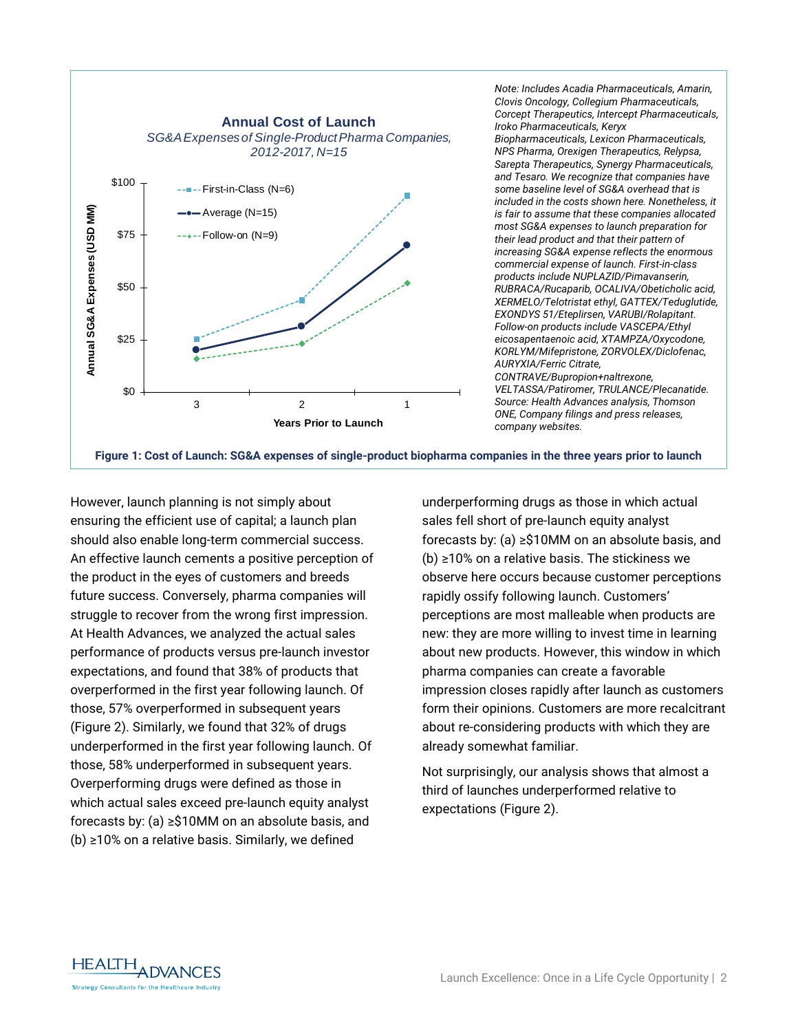**Annual Cost of Launch**

*SG&A Expenses of Single-Product Pharma Companies, 2012-2017, N=15*

*Note: Includes Acadia Pharmaceuticals, Amarin, Clovis Oncology, Collegium Pharmaceuticals, Corcept Therapeutics, Intercept Pharmaceuticals, Iroko Pharmaceuticals, Keryx Biopharmaceuticals, Lexicon Pharmaceuticals, NPS Pharma, Orexigen Therapeutics, Relypsa, Sarepta Therapeutics, Synergy Pharmaceuticals, and Tesaro. We recognize that companies have some baseline level of SG&A overhead that is included in the costs shown here. Nonetheless, it is fair to assume that these companies allocated most SG&A expenses to launch preparation for their lead product and that their pattern of increasing SG&A expense reflects the enormous commercial expense of launch. First-in-class products include NUPLAZID/Pimavanserin, RUBRACA/Rucaparib, OCALIVA/Obeticholic acid, XERMELO/Telotristat ethyl, GATTEX/Teduglutide, EXONDYS 51/Eteplirsen, VARUBI/Rolapitant. Follow-on products include VASCEPA/Ethyl eicosapentaenoic acid, XTAMPZA/Oxycodone, KORLYM/Mifepristone, ZORVOLEX/Diclofenac, AURYXIA/Ferric Citrate, CONTRAVE/Bupropion+naltrexone, VELTASSA/Patiromer, TRULANCE/Plecanatide. Source: Health Advances analysis, Thomson ONE, Company filings and press releases, company websites.*

**Figure 1: Cost of Launch: SG&A expenses of single-product biopharma companies in the three years prior to launch**

However, launch planning is not simply about ensuring the efficient use of capital; a launch plan should also enable long-term commercial success. An effective launch cements a positive perception of the product in the eyes of customers and breeds future success. Conversely, pharma companies will struggle to recover from the wrong first impression. At Health Advances, we analyzed the actual sales performance of products versus pre-launch investor expectations, and found that 38% of products that overperformed in the first year following launch. Of those, 57% overperformed in subsequent years (Figure 2). Similarly, we found that 32% of drugs underperformed in the first year following launch. Of those, 58% underperformed in subsequent years. Overperforming drugs were defined as those in which actual sales exceed pre-launch equity analyst forecasts by: (a) ≥$10MM on an absolute basis, and (b) ≥10% on a relative basis. Similarly, we defined underperforming drugs as those in which actual sales fell short of pre-launch equity analyst forecasts by: (a) ≥$10MM on an absolute basis, and (b) ≥10% on a relative basis. The stickiness we observe here occurs because customer perceptions rapidly ossify following launch. Customers' perceptions are most malleable when products are new: they are more willing to invest time in learning about new products. However, this window in which pharma companies can create a favorable impression closes rapidly after launch as customers form their opinions. Customers are more recalcitrant about re-considering products with which they are already somewhat familiar.

Not surprisingly, our analysis shows that almost a third of launches underperformed relative to expectations (Figure 2).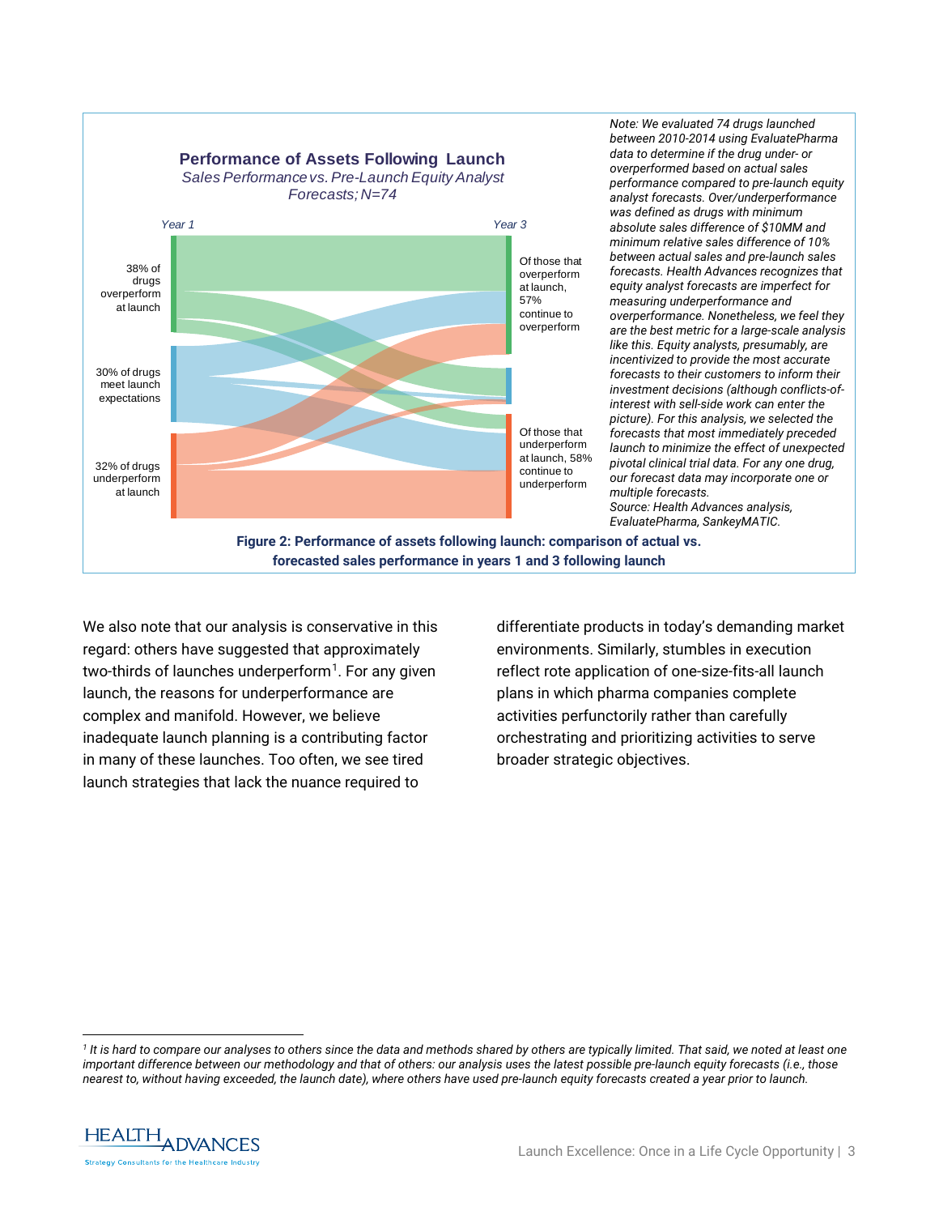**Performance of Assets Following Launch**

*Sales Performance vs. Pre-Launch Equity Analyst Forecasts; N=74*

Year 1

Year 3

38% of drugs overperform at launch

30% of drugs meet launch expectations

32% of drugs underperform at launch

Of those that overperform at launch, 57% continue to overperform

Of those that underperform at launch, 58% continue to underperform

*Note: We evaluated 74 drugs launched between 2010-2014 using EvaluatePharma data to determine if the drug under- or overperformed based on actual sales performance compared to pre-launch equity analyst forecasts. Over/underperformance was defined as drugs with minimum absolute sales difference of $10MM and minimum relative sales difference of 10% between actual sales and pre-launch sales forecasts. Health Advances recognizes that equity analyst forecasts are imperfect for measuring underperformance and overperformance. Nonetheless, we feel they are the best metric for a large-scale analysis like this. Equity analysts, presumably, are incentivized to provide the most accurate forecasts to their customers to inform their investment decisions (although conflicts-of-interest with sell-side work can enter the picture). For this analysis, we selected the forecasts that most immediately preceded launch to minimize the effect of unexpected pivotal clinical trial data. For any one drug, our forecast data may incorporate one or multiple forecasts.*
*Source: Health Advances analysis, EvaluatePharma, SankeyMATIC.*

**Figure 2: Performance of assets following launch: comparison of actual vs. forecasted sales performance in years 1 and 3 following launch**

We also note that our analysis is conservative in this regard: others have suggested that approximately two-thirds of launches underperform[1]. For any given launch, the reasons for underperformance are complex and manifold. However, we believe inadequate launch planning is a contributing factor in many of these launches. Too often, we see tired launch strategies that lack the nuance required to differentiate products in today's demanding market environments. Similarly, stumbles in execution reflect rote application of one-size-fits-all launch plans in which pharma companies complete activities perfunctorily rather than carefully orchestrating and prioritizing activities to serve broader strategic objectives.

[1] *It is hard to compare our analyses to others since the data and methods shared by others are typically limited. That said, we noted at least one important difference between our methodology and that of others: our analysis uses the latest possible pre-launch equity forecasts (i.e., those nearest to, without having exceeded, the launch date), where others have used pre-launch equity forecasts created a year prior to launch.*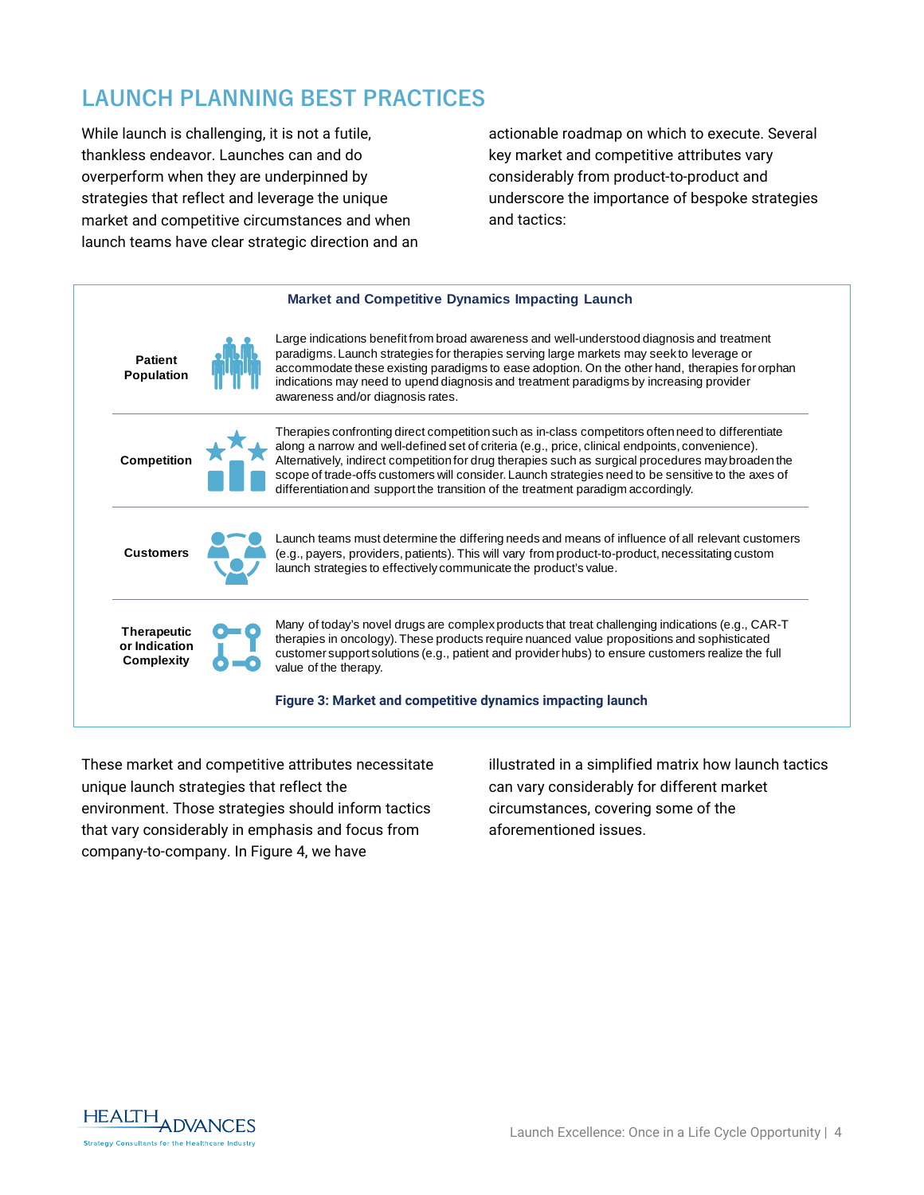## LAUNCH PLANNING BEST PRACTICES

While launch is challenging, it is not a futile, thankless endeavor. Launches can and do overperform when they are underpinned by strategies that reflect and leverage the unique market and competitive circumstances and when launch teams have clear strategic direction and an actionable roadmap on which to execute. Several key market and competitive attributes vary considerably from product-to-product and underscore the importance of bespoke strategies and tactics:

**Market and Competitive Dynamics Impacting Launch**

| | |
|---|---|
| **Patient Population** | Large indications benefit from broad awareness and well-understood diagnosis and treatment paradigms. Launch strategies for therapies serving large markets may seek to leverage or accommodate these existing paradigms to ease adoption. On the other hand, therapies for orphan indications may need to upend diagnosis and treatment paradigms by increasing provider awareness and/or diagnosis rates. |
| **Competition** | Therapies confronting direct competition such as in-class competitors often need to differentiate along a narrow and well-defined set of criteria (e.g., price, clinical endpoints, convenience). Alternatively, indirect competition for drug therapies such as surgical procedures may broaden the scope of trade-offs customers will consider. Launch strategies need to be sensitive to the axes of differentiation and support the transition of the treatment paradigm accordingly. |
| **Customers** | Launch teams must determine the differing needs and means of influence of all relevant customers (e.g., payers, providers, patients). This will vary from product-to-product, necessitating custom launch strategies to effectively communicate the product's value. |
| **Therapeutic or Indication Complexity** | Many of today's novel drugs are complex products that treat challenging indications (e.g., CAR-T therapies in oncology). These products require nuanced value propositions and sophisticated customer support solutions (e.g., patient and provider hubs) to ensure customers realize the full value of the therapy. |

**Figure 3: Market and competitive dynamics impacting launch**

These market and competitive attributes necessitate unique launch strategies that reflect the environment. Those strategies should inform tactics that vary considerably in emphasis and focus from company-to-company. In Figure 4, we have illustrated in a simplified matrix how launch tactics can vary considerably for different market circumstances, covering some of the aforementioned issues.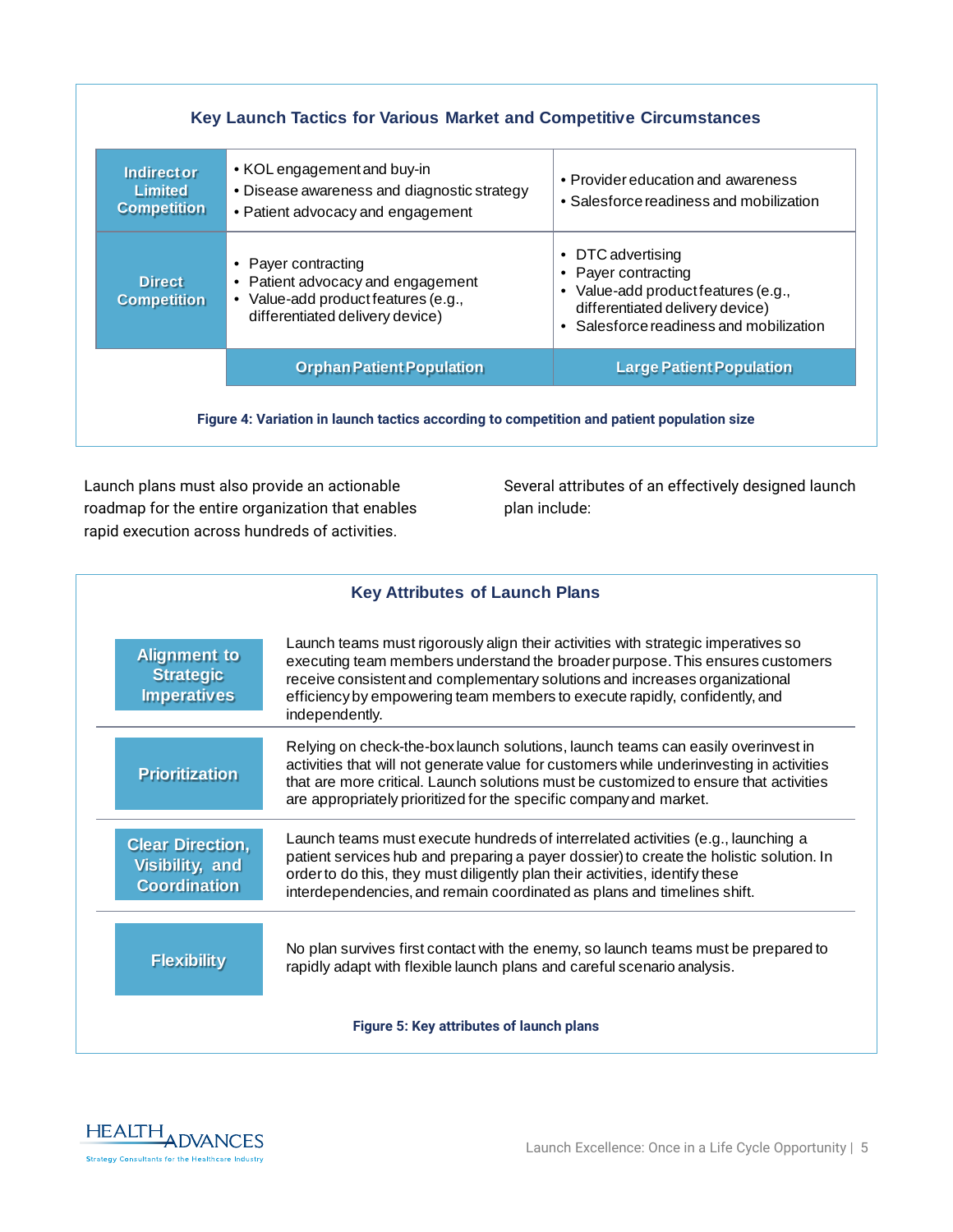### Key Launch Tactics for Various Market and Competitive Circumstances

| | Orphan Patient Population | Large Patient Population |
|---|---|---|
| **Indirect or Limited Competition** | • KOL engagement and buy-in<br>• Disease awareness and diagnostic strategy<br>• Patient advocacy and engagement | • Provider education and awareness<br>• Salesforce readiness and mobilization |
| **Direct Competition** | • Payer contracting<br>• Patient advocacy and engagement<br>• Value-add product features (e.g., differentiated delivery device) | • DTC advertising<br>• Payer contracting<br>• Value-add product features (e.g., differentiated delivery device)<br>• Salesforce readiness and mobilization |

**Figure 4: Variation in launch tactics according to competition and patient population size**

Launch plans must also provide an actionable roadmap for the entire organization that enables rapid execution across hundreds of activities.

Several attributes of an effectively designed launch plan include:

### Key Attributes of Launch Plans

| Attribute | Description |
|---|---|
| **Alignment to Strategic Imperatives** | Launch teams must rigorously align their activities with strategic imperatives so executing team members understand the broader purpose. This ensures customers receive consistent and complementary solutions and increases organizational efficiency by empowering team members to execute rapidly, confidently, and independently. |
| **Prioritization** | Relying on check-the-box launch solutions, launch teams can easily overinvest in activities that will not generate value for customers while underinvesting in activities that are more critical. Launch solutions must be customized to ensure that activities are appropriately prioritized for the specific company and market. |
| **Clear Direction, Visibility, and Coordination** | Launch teams must execute hundreds of interrelated activities (e.g., launching a patient services hub and preparing a payer dossier) to create the holistic solution. In order to do this, they must diligently plan their activities, identify these interdependencies, and remain coordinated as plans and timelines shift. |
| **Flexibility** | No plan survives first contact with the enemy, so launch teams must be prepared to rapidly adapt with flexible launch plans and careful scenario analysis. |

**Figure 5: Key attributes of launch plans**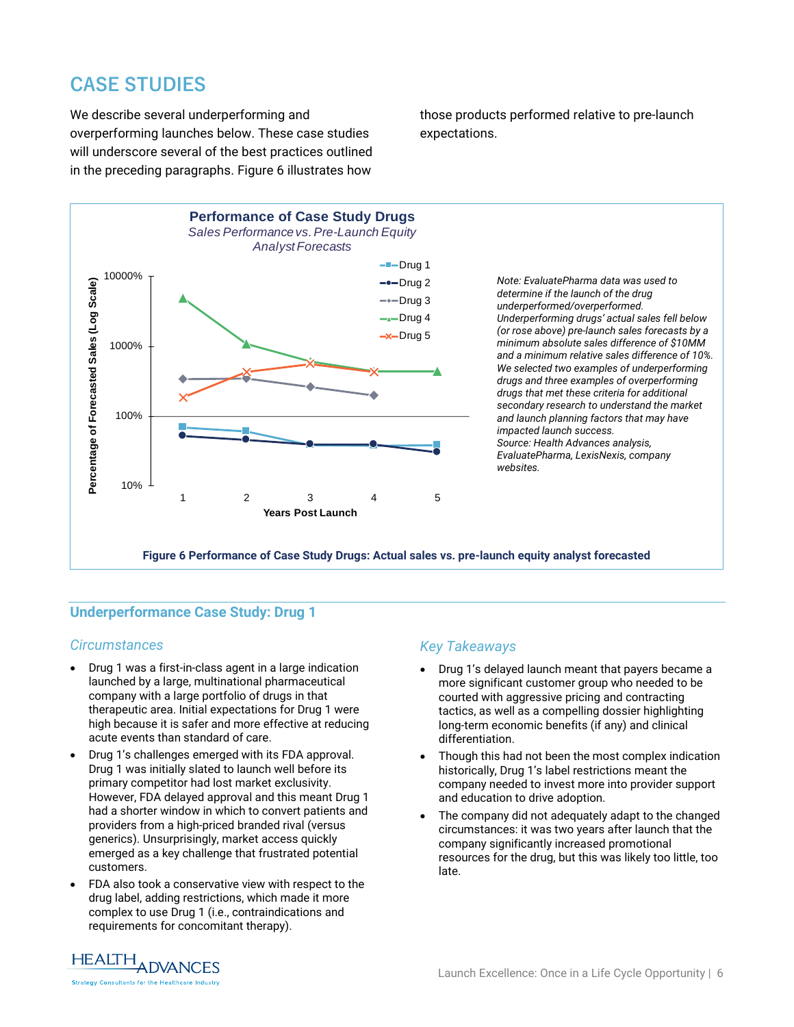## CASE STUDIES

We describe several underperforming and overperforming launches below. These case studies will underscore several of the best practices outlined in the preceding paragraphs. Figure 6 illustrates how those products performed relative to pre-launch expectations.

*Note: EvaluatePharma data was used to determine if the launch of the drug underperformed/overperformed. Underperforming drugs' actual sales fell below (or rose above) pre-launch sales forecasts by a minimum absolute sales difference of \$10MM and a minimum relative sales difference of 10%. We selected two examples of underperforming drugs and three examples of overperforming drugs that met these criteria for additional secondary research to understand the market and launch planning factors that may have impacted launch success.*
*Source: Health Advances analysis, EvaluatePharma, LexisNexis, company websites.*

**Figure 6 Performance of Case Study Drugs: Actual sales vs. pre-launch equity analyst forecasted**

### Underperformance Case Study: Drug 1

#### *Circumstances*

- Drug 1 was a first-in-class agent in a large indication launched by a large, multinational pharmaceutical company with a large portfolio of drugs in that therapeutic area. Initial expectations for Drug 1 were high because it is safer and more effective at reducing acute events than standard of care.
- Drug 1's challenges emerged with its FDA approval. Drug 1 was initially slated to launch well before its primary competitor had lost market exclusivity. However, FDA delayed approval and this meant Drug 1 had a shorter window in which to convert patients and providers from a high-priced branded rival (versus generics). Unsurprisingly, market access quickly emerged as a key challenge that frustrated potential customers.
- FDA also took a conservative view with respect to the drug label, adding restrictions, which made it more complex to use Drug 1 (i.e., contraindications and requirements for concomitant therapy).

#### *Key Takeaways*

- Drug 1's delayed launch meant that payers became a more significant customer group who needed to be courted with aggressive pricing and contracting tactics, as well as a compelling dossier highlighting long-term economic benefits (if any) and clinical differentiation.
- Though this had not been the most complex indication historically, Drug 1's label restrictions meant the company needed to invest more into provider support and education to drive adoption.
- The company did not adequately adapt to the changed circumstances: it was two years after launch that the company significantly increased promotional resources for the drug, but this was likely too little, too late.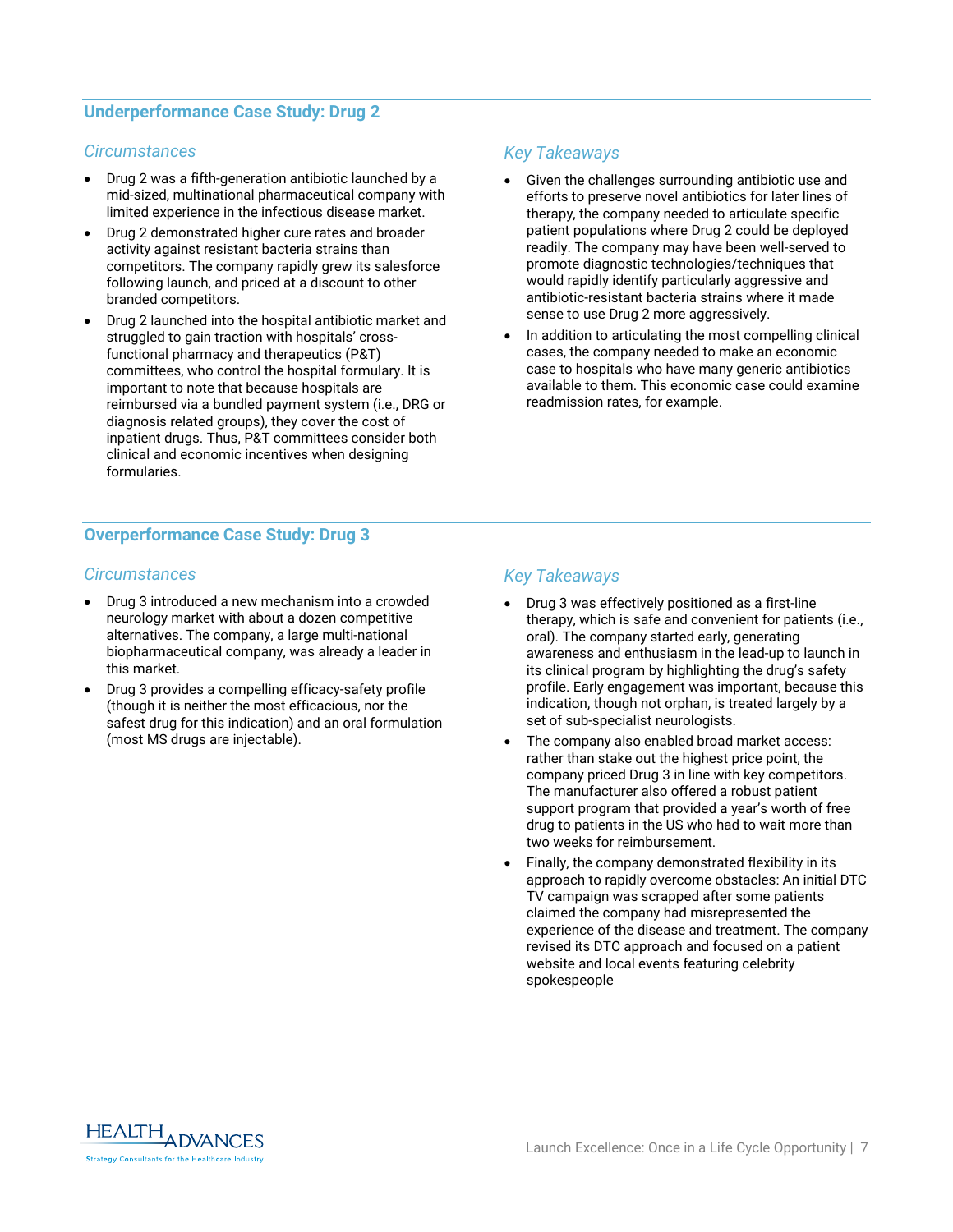## Underperformance Case Study: Drug 2

### *Circumstances*

- Drug 2 was a fifth-generation antibiotic launched by a mid-sized, multinational pharmaceutical company with limited experience in the infectious disease market.
- Drug 2 demonstrated higher cure rates and broader activity against resistant bacteria strains than competitors. The company rapidly grew its salesforce following launch, and priced at a discount to other branded competitors.
- Drug 2 launched into the hospital antibiotic market and struggled to gain traction with hospitals' cross-functional pharmacy and therapeutics (P&T) committees, who control the hospital formulary. It is important to note that because hospitals are reimbursed via a bundled payment system (i.e., DRG or diagnosis related groups), they cover the cost of inpatient drugs. Thus, P&T committees consider both clinical and economic incentives when designing formularies.

### *Key Takeaways*

- Given the challenges surrounding antibiotic use and efforts to preserve novel antibiotics for later lines of therapy, the company needed to articulate specific patient populations where Drug 2 could be deployed readily. The company may have been well-served to promote diagnostic technologies/techniques that would rapidly identify particularly aggressive and antibiotic-resistant bacteria strains where it made sense to use Drug 2 more aggressively.
- In addition to articulating the most compelling clinical cases, the company needed to make an economic case to hospitals who have many generic antibiotics available to them. This economic case could examine readmission rates, for example.

## Overperformance Case Study: Drug 3

### *Circumstances*

- Drug 3 introduced a new mechanism into a crowded neurology market with about a dozen competitive alternatives. The company, a large multi-national biopharmaceutical company, was already a leader in this market.
- Drug 3 provides a compelling efficacy-safety profile (though it is neither the most efficacious, nor the safest drug for this indication) and an oral formulation (most MS drugs are injectable).

### *Key Takeaways*

- Drug 3 was effectively positioned as a first-line therapy, which is safe and convenient for patients (i.e., oral). The company started early, generating awareness and enthusiasm in the lead-up to launch in its clinical program by highlighting the drug's safety profile. Early engagement was important, because this indication, though not orphan, is treated largely by a set of sub-specialist neurologists.
- The company also enabled broad market access: rather than stake out the highest price point, the company priced Drug 3 in line with key competitors. The manufacturer also offered a robust patient support program that provided a year's worth of free drug to patients in the US who had to wait more than two weeks for reimbursement.
- Finally, the company demonstrated flexibility in its approach to rapidly overcome obstacles: An initial DTC TV campaign was scrapped after some patients claimed the company had misrepresented the experience of the disease and treatment. The company revised its DTC approach and focused on a patient website and local events featuring celebrity spokespeople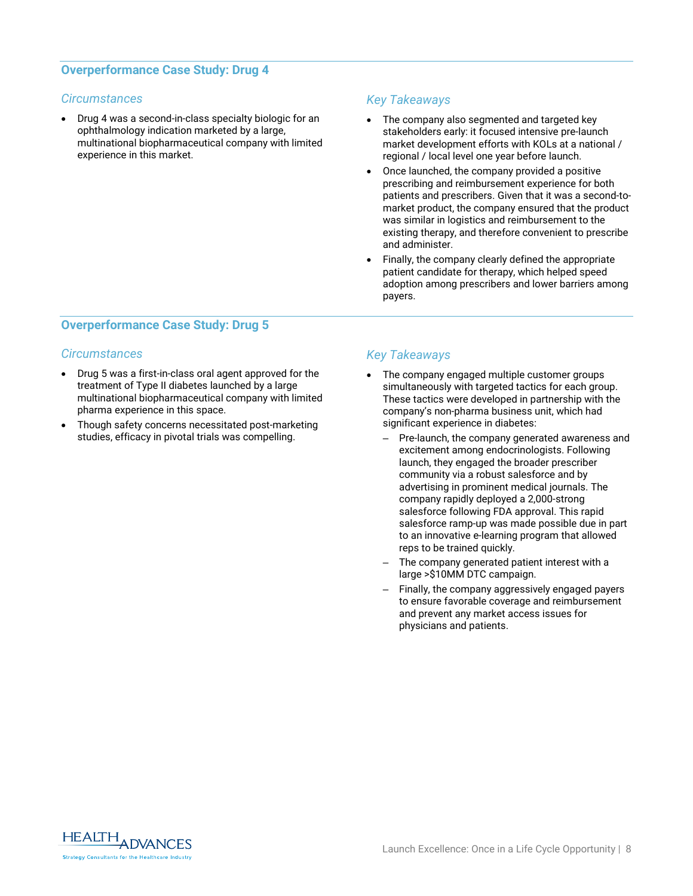## Overperformance Case Study: Drug 4

### *Circumstances*

- Drug 4 was a second-in-class specialty biologic for an ophthalmology indication marketed by a large, multinational biopharmaceutical company with limited experience in this market.

### *Key Takeaways*

- The company also segmented and targeted key stakeholders early: it focused intensive pre-launch market development efforts with KOLs at a national / regional / local level one year before launch.
- Once launched, the company provided a positive prescribing and reimbursement experience for both patients and prescribers. Given that it was a second-to-market product, the company ensured that the product was similar in logistics and reimbursement to the existing therapy, and therefore convenient to prescribe and administer.
- Finally, the company clearly defined the appropriate patient candidate for therapy, which helped speed adoption among prescribers and lower barriers among payers.

## Overperformance Case Study: Drug 5

### *Circumstances*

- Drug 5 was a first-in-class oral agent approved for the treatment of Type II diabetes launched by a large multinational biopharmaceutical company with limited pharma experience in this space.
- Though safety concerns necessitated post-marketing studies, efficacy in pivotal trials was compelling.

### *Key Takeaways*

- The company engaged multiple customer groups simultaneously with targeted tactics for each group. These tactics were developed in partnership with the company's non-pharma business unit, which had significant experience in diabetes:
  - Pre-launch, the company generated awareness and excitement among endocrinologists. Following launch, they engaged the broader prescriber community via a robust salesforce and by advertising in prominent medical journals. The company rapidly deployed a 2,000-strong salesforce following FDA approval. This rapid salesforce ramp-up was made possible due in part to an innovative e-learning program that allowed reps to be trained quickly.
  - The company generated patient interest with a large >$10MM DTC campaign.
  - Finally, the company aggressively engaged payers to ensure favorable coverage and reimbursement and prevent any market access issues for physicians and patients.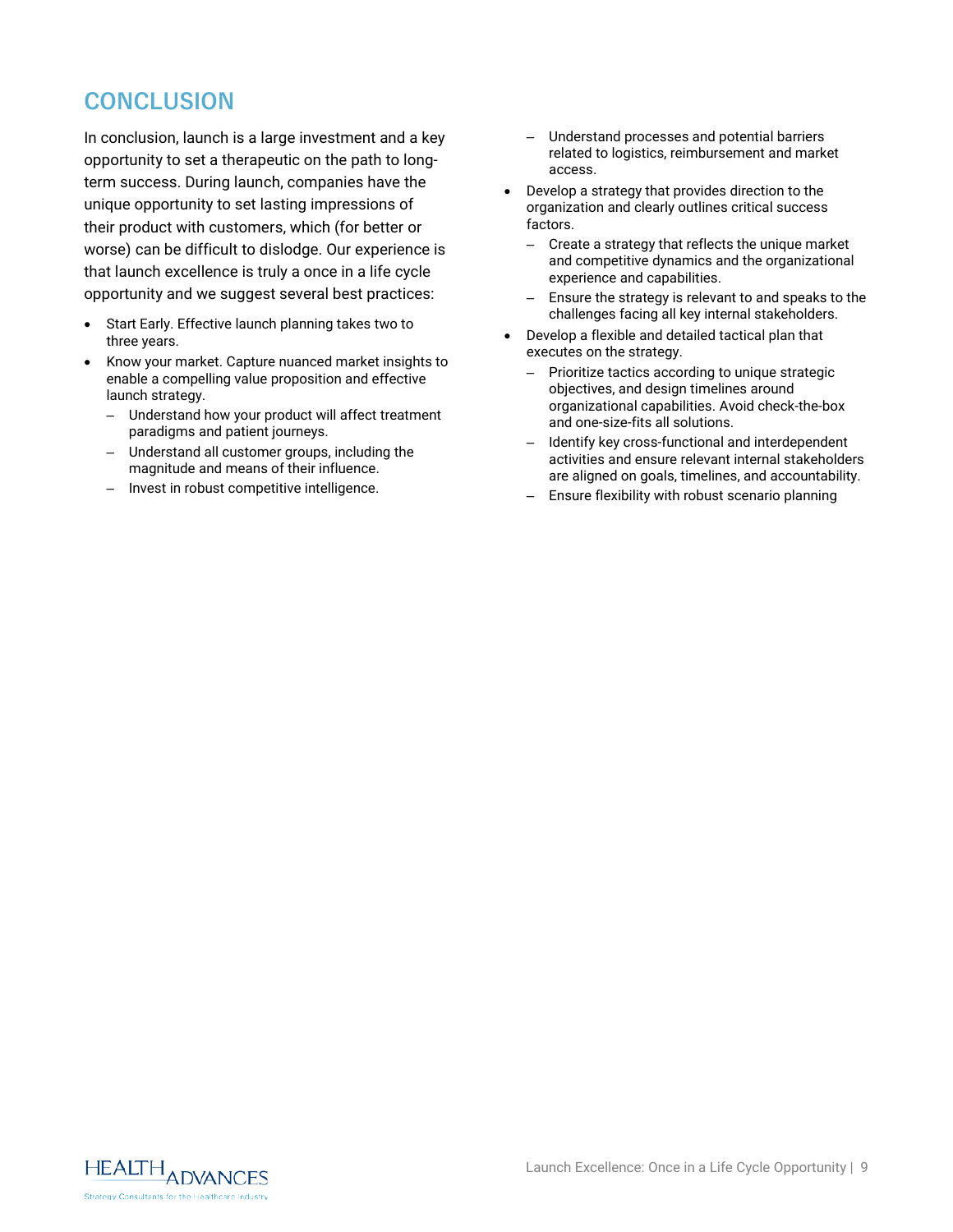## CONCLUSION

In conclusion, launch is a large investment and a key opportunity to set a therapeutic on the path to long-term success. During launch, companies have the unique opportunity to set lasting impressions of their product with customers, which (for better or worse) can be difficult to dislodge. Our experience is that launch excellence is truly a once in a life cycle opportunity and we suggest several best practices:

- Start Early. Effective launch planning takes two to three years.
- Know your market. Capture nuanced market insights to enable a compelling value proposition and effective launch strategy.
  - Understand how your product will affect treatment paradigms and patient journeys.
  - Understand all customer groups, including the magnitude and means of their influence.
  - Invest in robust competitive intelligence.
  - Understand processes and potential barriers related to logistics, reimbursement and market access.
- Develop a strategy that provides direction to the organization and clearly outlines critical success factors.
  - Create a strategy that reflects the unique market and competitive dynamics and the organizational experience and capabilities.
  - Ensure the strategy is relevant to and speaks to the challenges facing all key internal stakeholders.
- Develop a flexible and detailed tactical plan that executes on the strategy.
  - Prioritize tactics according to unique strategic objectives, and design timelines around organizational capabilities. Avoid check-the-box and one-size-fits all solutions.
  - Identify key cross-functional and interdependent activities and ensure relevant internal stakeholders are aligned on goals, timelines, and accountability.
  - Ensure flexibility with robust scenario planning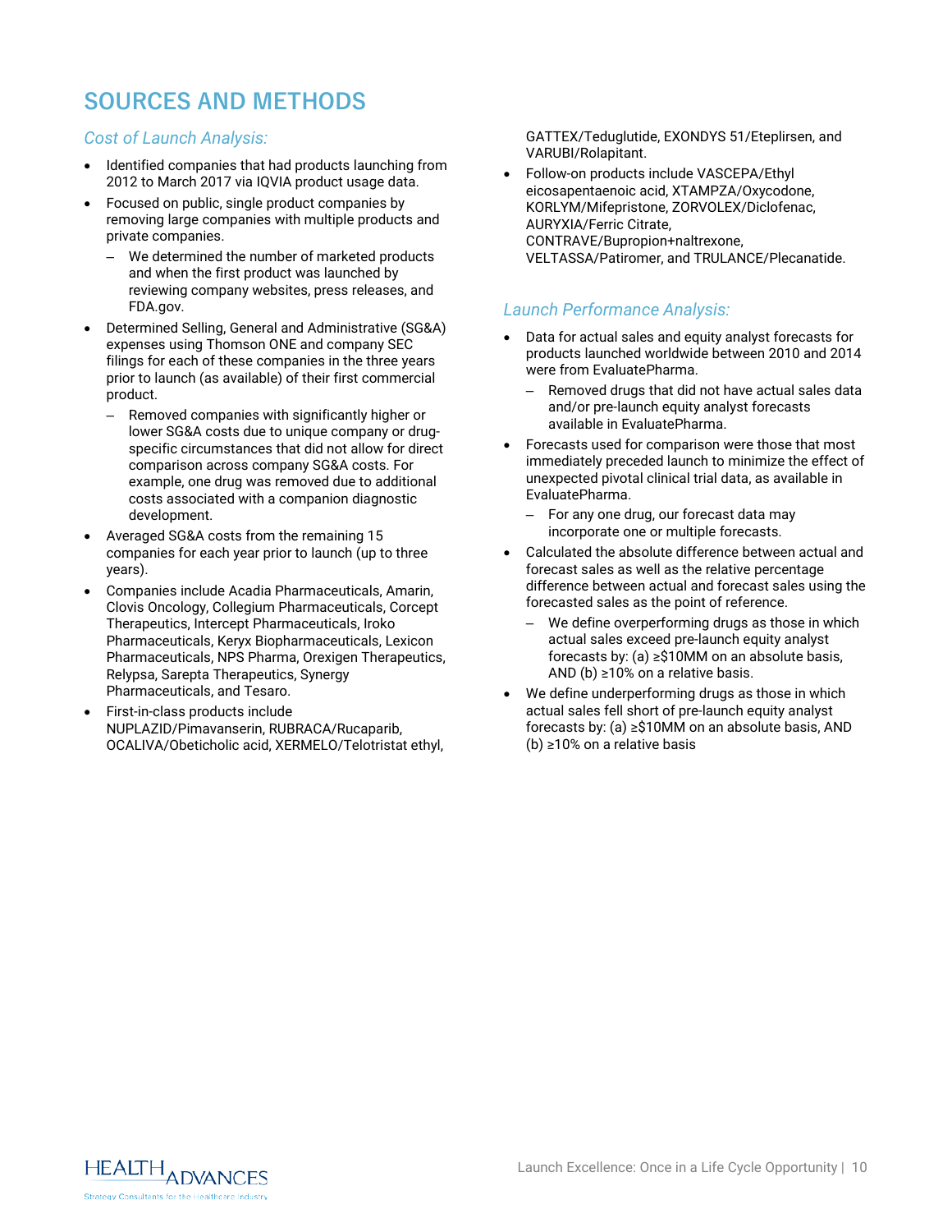# SOURCES AND METHODS

### *Cost of Launch Analysis:*

- Identified companies that had products launching from 2012 to March 2017 via IQVIA product usage data.
- Focused on public, single product companies by removing large companies with multiple products and private companies.
  - We determined the number of marketed products and when the first product was launched by reviewing company websites, press releases, and FDA.gov.
- Determined Selling, General and Administrative (SG&A) expenses using Thomson ONE and company SEC filings for each of these companies in the three years prior to launch (as available) of their first commercial product.
  - Removed companies with significantly higher or lower SG&A costs due to unique company or drug-specific circumstances that did not allow for direct comparison across company SG&A costs. For example, one drug was removed due to additional costs associated with a companion diagnostic development.
- Averaged SG&A costs from the remaining 15 companies for each year prior to launch (up to three years).
- Companies include Acadia Pharmaceuticals, Amarin, Clovis Oncology, Collegium Pharmaceuticals, Corcept Therapeutics, Intercept Pharmaceuticals, Iroko Pharmaceuticals, Keryx Biopharmaceuticals, Lexicon Pharmaceuticals, NPS Pharma, Orexigen Therapeutics, Relypsa, Sarepta Therapeutics, Synergy Pharmaceuticals, and Tesaro.
- First-in-class products include NUPLAZID/Pimavanserin, RUBRACA/Rucaparib, OCALIVA/Obeticholic acid, XERMELO/Telotristat ethyl, GATTEX/Teduglutide, EXONDYS 51/Eteplirsen, and VARUBI/Rolapitant.
- Follow-on products include VASCEPA/Ethyl eicosapentaenoic acid, XTAMPZA/Oxycodone, KORLYM/Mifepristone, ZORVOLEX/Diclofenac, AURYXIA/Ferric Citrate, CONTRAVE/Bupropion+naltrexone, VELTASSA/Patiromer, and TRULANCE/Plecanatide.

### *Launch Performance Analysis:*

- Data for actual sales and equity analyst forecasts for products launched worldwide between 2010 and 2014 were from EvaluatePharma.
  - Removed drugs that did not have actual sales data and/or pre-launch equity analyst forecasts available in EvaluatePharma.
- Forecasts used for comparison were those that most immediately preceded launch to minimize the effect of unexpected pivotal clinical trial data, as available in EvaluatePharma.
  - For any one drug, our forecast data may incorporate one or multiple forecasts.
- Calculated the absolute difference between actual and forecast sales as well as the relative percentage difference between actual and forecast sales using the forecasted sales as the point of reference.
  - We define overperforming drugs as those in which actual sales exceed pre-launch equity analyst forecasts by: (a) ≥$10MM on an absolute basis, AND (b) ≥10% on a relative basis.
- We define underperforming drugs as those in which actual sales fell short of pre-launch equity analyst forecasts by: (a) ≥$10MM on an absolute basis, AND (b) ≥10% on a relative basis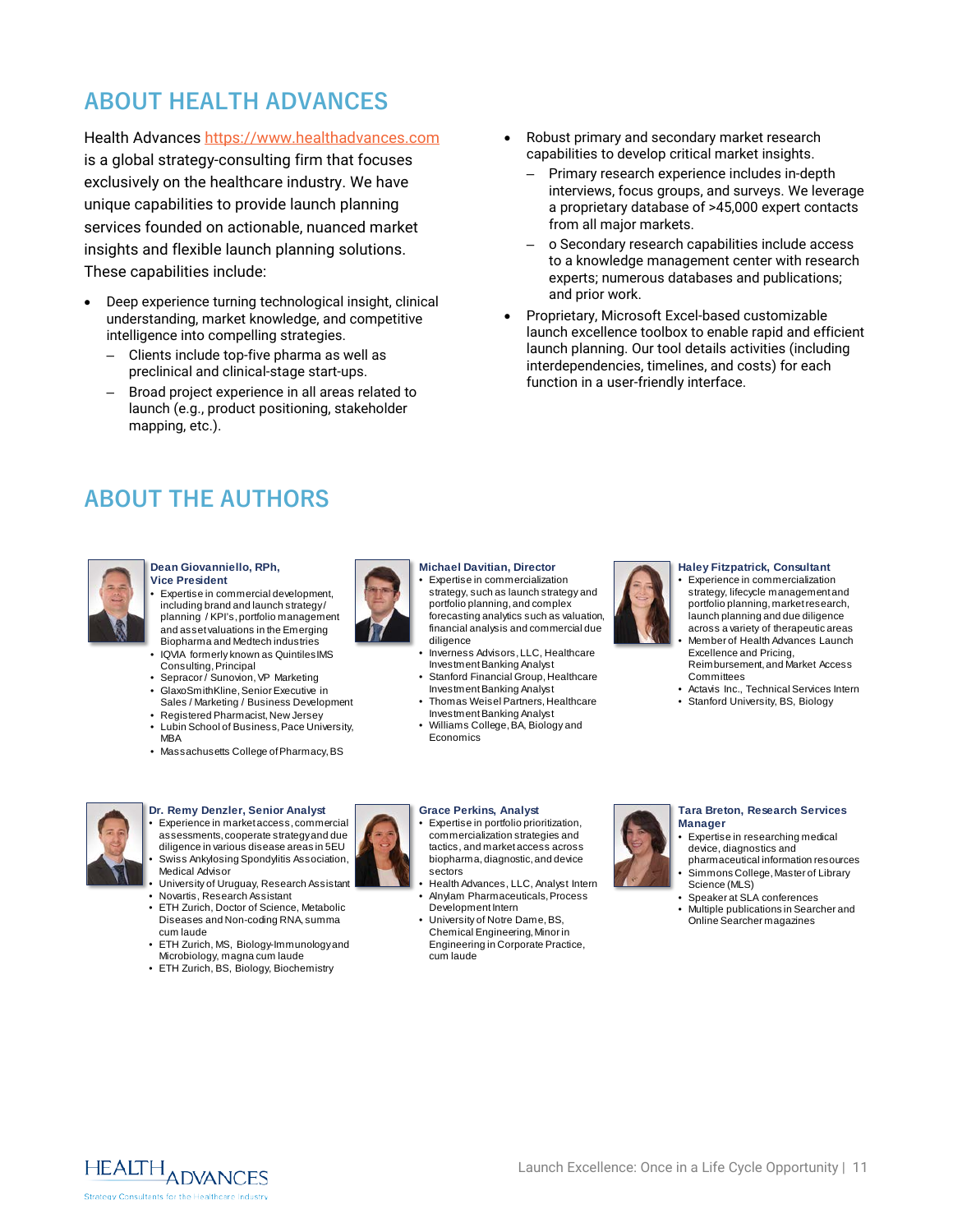## ABOUT HEALTH ADVANCES

Health Advances https://www.healthadvances.com is a global strategy-consulting firm that focuses exclusively on the healthcare industry. We have unique capabilities to provide launch planning services founded on actionable, nuanced market insights and flexible launch planning solutions. These capabilities include:

- Deep experience turning technological insight, clinical understanding, market knowledge, and competitive intelligence into compelling strategies.
  - Clients include top-five pharma as well as preclinical and clinical-stage start-ups.
  - Broad project experience in all areas related to launch (e.g., product positioning, stakeholder mapping, etc.).
- Robust primary and secondary market research capabilities to develop critical market insights.
  - Primary research experience includes in-depth interviews, focus groups, and surveys. We leverage a proprietary database of >45,000 expert contacts from all major markets.
  - o Secondary research capabilities include access to a knowledge management center with research experts; numerous databases and publications; and prior work.
- Proprietary, Microsoft Excel-based customizable launch excellence toolbox to enable rapid and efficient launch planning. Our tool details activities (including interdependencies, timelines, and costs) for each function in a user-friendly interface.

## ABOUT THE AUTHORS

**Dean Giovanniello, RPh, Vice President**

- Expertise in commercial development, including brand and launch strategy/ planning / KPI's, portfolio management and asset valuations in the Emerging Biopharma and Medtech industries
- IQVIA formerly known as QuintilesIMS Consulting, Principal
- Sepracor / Sunovion, VP Marketing
- GlaxoSmithKline, Senior Executive in Sales / Marketing / Business Development
- Registered Pharmacist, New Jersey
- Lubin School of Business, Pace University, MBA
- Massachusetts College of Pharmacy, BS

**Michael Davitian, Director**

- Expertise in commercialization strategy, such as launch strategy and portfolio planning, and complex forecasting analytics such as valuation, financial analysis and commercial due diligence
- Inverness Advisors, LLC, Healthcare Investment Banking Analyst
- Stanford Financial Group, Healthcare Investment Banking Analyst
- Thomas Weisel Partners, Healthcare Investment Banking Analyst
- Williams College, BA, Biology and Economics

**Haley Fitzpatrick, Consultant**

- Experience in commercialization strategy, lifecycle management and portfolio planning, market research, launch planning and due diligence across a variety of therapeutic areas
- Member of Health Advances Launch Excellence and Pricing, Reimbursement, and Market Access Committees
- Actavis Inc., Technical Services Intern
- Stanford University, BS, Biology

**Dr. Remy Denzler, Senior Analyst**

- Experience in market access, commercial assessments, cooperate strategy and due diligence in various disease areas in 5EU
- Swiss Ankylosing Spondylitis Association, Medical Advisor
- University of Uruguay, Research Assistant
- Novartis, Research Assistant
- ETH Zurich, Doctor of Science, Metabolic Diseases and Non-coding RNA, summa cum laude
- ETH Zurich, MS, Biology-Immunology and Microbiology, magna cum laude
- ETH Zurich, BS, Biology, Biochemistry

**Grace Perkins, Analyst**

- Expertise in portfolio prioritization, commercialization strategies and tactics, and market access across biopharma, diagnostic, and device sectors
- Health Advances, LLC, Analyst Intern
- Alnylam Pharmaceuticals, Process Development Intern
- University of Notre Dame, BS, Chemical Engineering, Minor in Engineering in Corporate Practice, cum laude

**Tara Breton, Research Services Manager**

- Expertise in researching medical device, diagnostics and pharmaceutical information resources
- Simmons College, Master of Library Science (MLS)
- Speaker at SLA conferences
- Multiple publications in Searcher and Online Searcher magazines